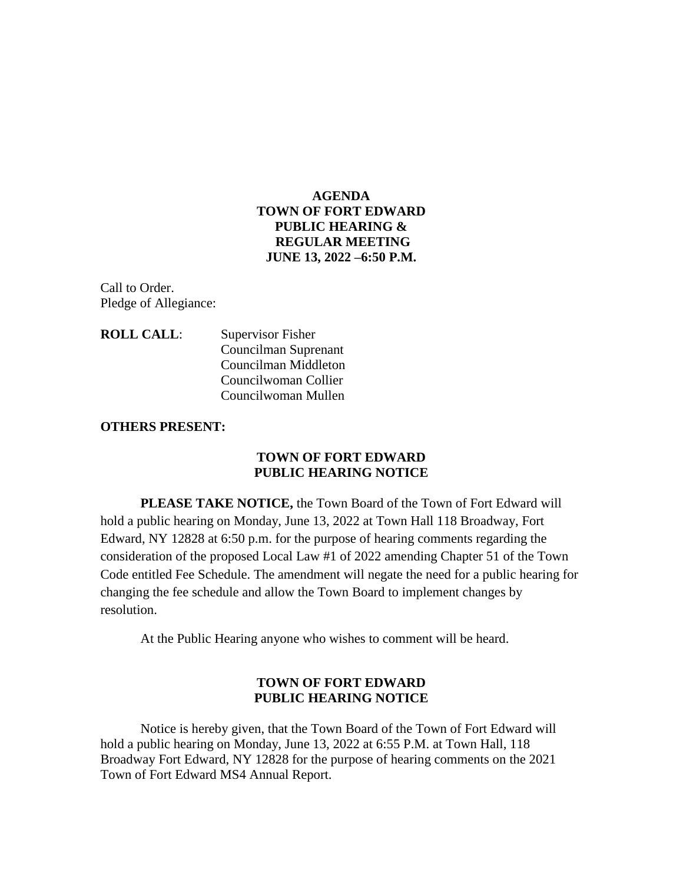# AGENDA
# TOWN OF FORT EDWARD
# PUBLIC HEARING &
# REGULAR MEETING
# JUNE 13, 2022 –6:50 P.M.

Call to Order.
Pledge of Allegiance:

**ROLL CALL**: Supervisor Fisher
Councilman Suprenant
Councilman Middleton
Councilwoman Collier
Councilwoman Mullen

**OTHERS PRESENT:**

## TOWN OF FORT EDWARD
## PUBLIC HEARING NOTICE

**PLEASE TAKE NOTICE,** the Town Board of the Town of Fort Edward will hold a public hearing on Monday, June 13, 2022 at Town Hall 118 Broadway, Fort Edward, NY 12828 at 6:50 p.m. for the purpose of hearing comments regarding the consideration of the proposed Local Law #1 of 2022 amending Chapter 51 of the Town Code entitled Fee Schedule. The amendment will negate the need for a public hearing for changing the fee schedule and allow the Town Board to implement changes by resolution.

At the Public Hearing anyone who wishes to comment will be heard.

## TOWN OF FORT EDWARD
## PUBLIC HEARING NOTICE

Notice is hereby given, that the Town Board of the Town of Fort Edward will hold a public hearing on Monday, June 13, 2022 at 6:55 P.M. at Town Hall, 118 Broadway Fort Edward, NY 12828 for the purpose of hearing comments on the 2021 Town of Fort Edward MS4 Annual Report.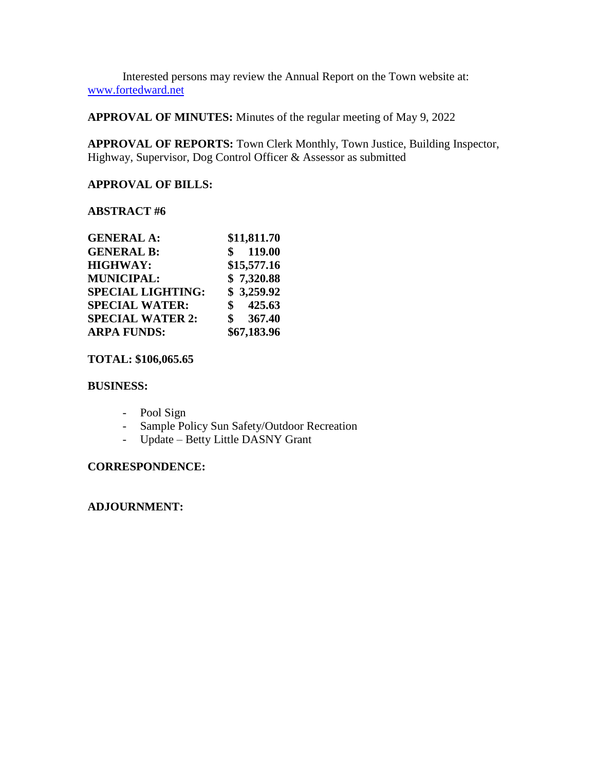Interested persons may review the Annual Report on the Town website at: [www.fortedward.net](http://www.fortedward.net)

**APPROVAL OF MINUTES:** Minutes of the regular meeting of May 9, 2022

**APPROVAL OF REPORTS:** Town Clerk Monthly, Town Justice, Building Inspector, Highway, Supervisor, Dog Control Officer & Assessor as submitted

**APPROVAL OF BILLS:**

**ABSTRACT #6**

| | |
|---|---|
| **GENERAL A:** | **$11,811.70** |
| **GENERAL B:** | **$ 119.00** |
| **HIGHWAY:** | **$15,577.16** |
| **MUNICIPAL:** | **$ 7,320.88** |
| **SPECIAL LIGHTING:** | **$ 3,259.92** |
| **SPECIAL WATER:** | **$ 425.63** |
| **SPECIAL WATER 2:** | **$ 367.40** |
| **ARPA FUNDS:** | **$67,183.96** |

**TOTAL: $106,065.65**

**BUSINESS:**

- Pool Sign
- Sample Policy Sun Safety/Outdoor Recreation
- Update – Betty Little DASNY Grant

**CORRESPONDENCE:**

**ADJOURNMENT:**